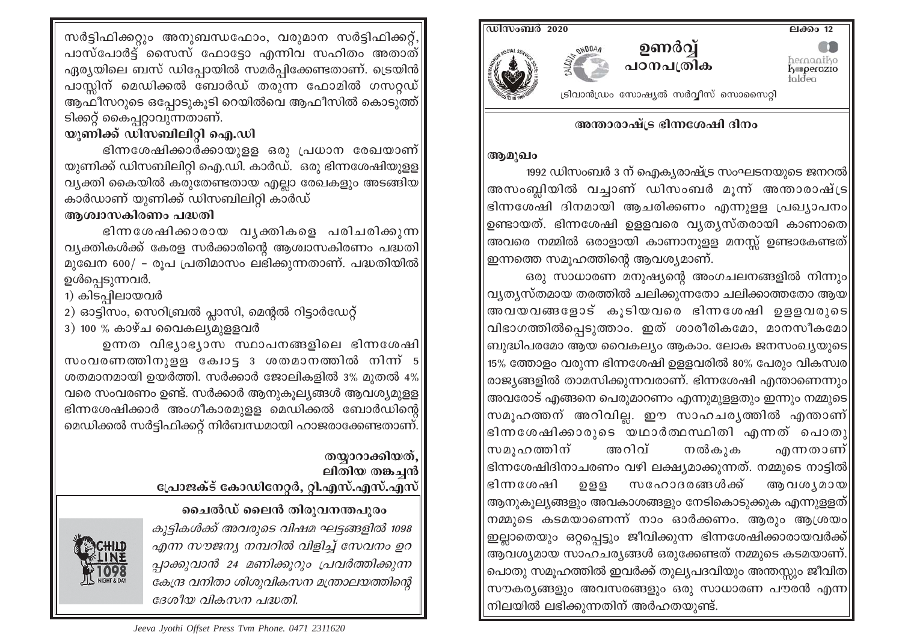# ഉണർവ്വ്
## പഠനപത്രിക

ഡിസംബർ 2020 | ലക്കം 12

ട്രിവാൻഡ്രം സോഷ്യൽ സർവ്വീസ് സൊസൈറ്റി

## അന്താരാഷ്ട്ര ഭിന്നശേഷി ദിനം

### ആമുഖം

1992 ഡിസംബർ 3 ന് ഐക്യരാഷ്ട്ര സംഘടനയുടെ ജനറൽ അസംബ്ലിയിൽ വച്ചാണ് ഡിസംബർ മൂന്ന് അന്താരാഷ്ട്ര ഭിന്നശേഷി ദിനമായി ആചരിക്കണം എന്നുള്ള പ്രഖ്യാപനം ഉണ്ടായത്. ഭിന്നശേഷി ഉള്ളവരെ വ്യത്യസ്തരായി കാണാതെ അവരെ നമ്മിൽ ഒരാളായി കാണാനുള്ള മനസ്സ് ഉണ്ടാകേണ്ടത് ഇന്നത്തെ സമൂഹത്തിന്റെ ആവശ്യമാണ്.

ഒരു സാധാരണ മനുഷ്യന്റെ അംഗചലനങ്ങളിൽ നിന്നും വ്യത്യസ്തമായ തരത്തിൽ ചലിക്കുന്നതോ ചലിക്കാത്തതോ ആയ അവയവങ്ങളോട് കൂടിയവരെ ഭിന്നശേഷി ഉള്ളവരുടെ വിഭാഗത്തിൽപ്പെടുത്താം. ഇത് ശാരീരികമോ, മാനസീകമോ ബുദ്ധിപരമോ ആയ വൈകല്യം ആകാം. ലോക ജനസംഖ്യയുടെ 15% ത്തോളം വരുന്ന ഭിന്നശേഷി ഉള്ളവരിൽ 80% പേരും വികസ്വര രാജ്യങ്ങളിൽ താമസിക്കുന്നവരാണ്. ഭിന്നശേഷി എന്താണെന്നും അവരോട് എങ്ങനെ പെരുമാറണം എന്നുമുള്ളതും ഇന്നും നമ്മുടെ സമൂഹത്തിന് അറിവില്ല. ഈ സാഹചര്യത്തിൽ എന്താണ് ഭിന്നശേഷിക്കാരുടെ യഥാർത്ഥസ്ഥിതി എന്നത് പൊതു സമൂഹത്തിന് അറിവ് നൽകുക എന്നതാണ് ഭിന്നശേഷിദിനാചരണം വഴി ലക്ഷ്യമാക്കുന്നത്. നമ്മുടെ നാട്ടിൽ ഭിന്നശേഷി ഉള്ള സഹോദരങ്ങൾക്ക് ആവശ്യമായ ആനുകൂല്യങ്ങളും അവകാശങ്ങളും നേടികൊടുക്കുക എന്നുള്ളത് നമ്മുടെ കടമയാണെന്ന് നാം ഓർക്കണം. ആരും ആശ്രയം ഇല്ലാതെയും ഒറ്റപ്പെട്ടും ജീവിക്കുന്ന ഭിന്നശേഷിക്കാരായവർക്ക് ആവശ്യമായ സാഹചര്യങ്ങൾ ഒരുക്കേണ്ടത് നമ്മുടെ കടമയാണ്. പൊതു സമൂഹത്തിൽ ഇവർക്ക് തുല്യപദവിയും അന്തസ്സും ജീവിത സൗകര്യങ്ങളും അവസരങ്ങളും ഒരു സാധാരണ പൗരൻ എന്ന നിലയിൽ ലഭിക്കുന്നതിന് അർഹതയുണ്ട്.

സർട്ടിഫിക്കറ്റും അനുബന്ധഫോം, വരുമാന സർട്ടിഫിക്കറ്റ്, പാസ്പോർട്ട് സൈസ് ഫോട്ടോ എന്നിവ സഹിതം അതാത് ഏര്യയിലെ ബസ് ഡിപ്പോയിൽ സമർപ്പിക്കേണ്ടതാണ്. ട്രെയിൻ പാസ്സിന് മെഡിക്കൽ ബോർഡ് തരുന്ന ഫോമിൽ ഗസറ്റഡ് ആഫീസറുടെ ഒപ്പോടുകൂടി റെയിൽവെ ആഫീസിൽ കൊടുത്ത് ടിക്കറ്റ് കൈപ്പറ്റാവുന്നതാണ്.

### യുണിക്ക് ഡിസബിലിറ്റി ഐ.ഡി

ഭിന്നശേഷിക്കാർക്കായുള്ള ഒരു പ്രധാന രേഖയാണ് യുണിക്ക് ഡിസബിലിറ്റി ഐ.ഡി. കാർഡ്. ഒരു ഭിന്നശേഷിയുള്ള വ്യക്തി കൈയിൽ കരുതേണ്ടതായ എല്ലാ രേഖകളും അടങ്ങിയ കാർഡാണ് യുണിക്ക് ഡിസബിലിറ്റി കാർഡ്

### ആശ്വാസകിരണം പദ്ധതി

ഭിന്നശേഷിക്കാരായ വ്യക്തികളെ പരിചരിക്കുന്ന വ്യക്തികൾക്ക് കേരള സർക്കാരിന്റെ ആശ്വാസകിരണം പദ്ധതി മുഖേന 600/ - രൂപ പ്രതിമാസം ലഭിക്കുന്നതാണ്. പദ്ധതിയിൽ ഉൾപ്പെടുന്നവർ.

1) കിടപ്പിലായവർ
2) ഓട്ടിസം, സെറിബ്രൽ പ്ലാസി, മെന്റൽ റിട്ടാർഡേറ്റ്
3) 100 % കാഴ്ച വൈകല്യമുള്ളവർ

ഉന്നത വിഭ്യാഭ്യാസ സ്ഥാപനങ്ങളിലെ ഭിന്നശേഷി സംവരണത്തിനുള്ള ക്വോട്ട 3 ശതമാനത്തിൽ നിന്ന് 5 ശതമാനമായി ഉയർത്തി. സർക്കാർ ജോലികളിൽ 3% മുതൽ 4% വരെ സംവരണം ഉണ്ട്. സർക്കാർ ആനുകൂല്യങ്ങൾ ആവശ്യമുള്ള ഭിന്നശേഷിക്കാർ അംഗീകാരമുള്ള മെഡിക്കൽ ബോർഡിന്റെ മെഡിക്കൽ സർട്ടിഫിക്കറ്റ് നിർബന്ധമായി ഹാജരാക്കേണ്ടതാണ്.

**തയ്യാറാക്കിയത്,**
**ലിതിയ തങ്കച്ചൻ**
**പ്രോജക്ട് കോഡിനേറ്റർ, റ്റി.എസ്.എസ്.എസ്**

### ചൈൽഡ് ലൈൻ തിരുവനന്തപുരം

*കുട്ടികൾക്ക് അവരുടെ വിഷമ ഘട്ടങ്ങളിൽ 1098 എന്ന സൗജന്യ നമ്പറിൽ വിളിച്ച് സേവനം ഉറപ്പാക്കുവാൻ 24 മണിക്കൂറും പ്രവർത്തിക്കുന്ന കേന്ദ്ര വനിതാ ശിശുവികസന മന്ത്രാലയത്തിന്റെ ദേശീയ വികസന പദ്ധതി.*

*Jeeva Jyothi Offset Press Tvm Phone. 0471 2311620*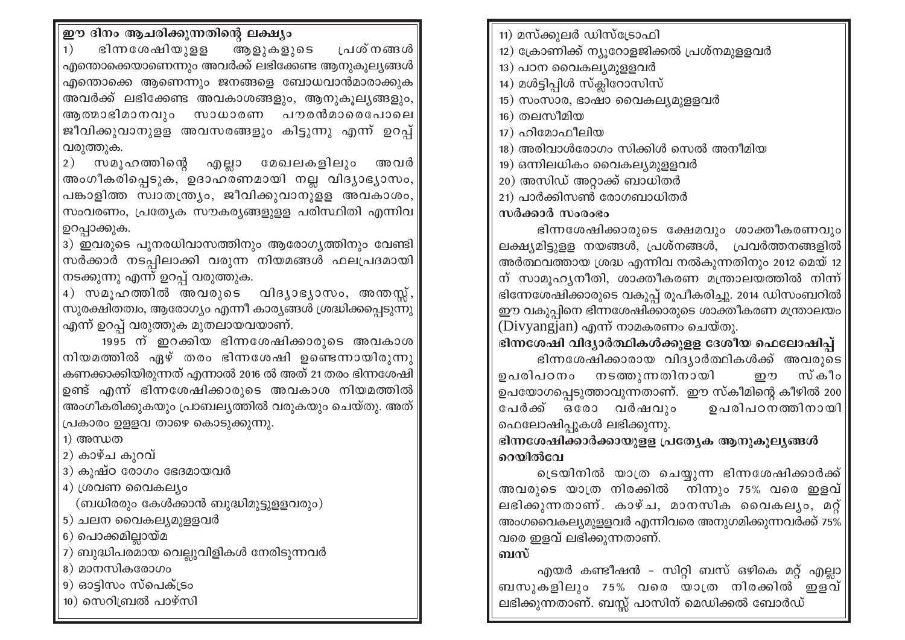**ഈ ദിനം ആചരിക്കുന്നതിന്റെ ലക്ഷ്യം**

1) ഭിന്നശേഷിയുള്ള ആളുകളുടെ പ്രശ്നങ്ങൾ എന്തൊക്കെയാണെന്നും അവർക്ക് ലഭിക്കേണ്ട ആനുകൂല്യങ്ങൾ എന്തൊക്കെ ആണെന്നും ജനങ്ങളെ ബോധവാൻമാരാക്കുക അവർക്ക് ലഭിക്കേണ്ട അവകാശങ്ങളും, ആനുകൂല്യങ്ങളും, ആത്മാഭിമാനവും സാധാരണ പൗരൻമാരെപോലെ ജീവിക്കുവാനുള്ള അവസരങ്ങളും കിട്ടുന്നു എന്ന് ഉറപ്പ് വരുത്തുക.

2) സമൂഹത്തിന്റെ എല്ലാ മേഖലകളിലും അവർ അംഗീകരിപ്പെടുക, ഉദാഹരണമായി നല്ല വിദ്യാഭ്യാസം, പങ്കാളിത്ത സ്വാതന്ത്ര്യം, ജീവിക്കുവാനുള്ള അവകാശം, സംവരണം, പ്രത്യേക സൗകര്യങ്ങളുള്ള പരിസ്ഥിതി എന്നിവ ഉറപ്പാക്കുക.

3) ഇവരുടെ പുനരധിവാസത്തിനും ആരോഗ്യത്തിനും വേണ്ടി സർക്കാർ നടപ്പിലാക്കി വരുന്ന നിയമങ്ങൾ ഫലപ്രദമായി നടക്കുന്നു എന്ന് ഉറപ്പ് വരുത്തുക.

4) സമൂഹത്തിൽ അവരുടെ വിദ്യാഭ്യാസം, അന്തസ്സ്, സുരക്ഷിതത്വം, ആരോഗ്യം എന്നീ കാര്യങ്ങൾ ശ്രദ്ധിക്കപ്പെടുന്നു എന്ന് ഉറപ്പ് വരുത്തുക മുതലായവയാണ്.

1995 ന് ഇറക്കിയ ഭിന്നശേഷിക്കാരുടെ അവകാശ നിയമത്തിൽ ഏഴ് തരം ഭിന്നശേഷി ഉണ്ടെന്നായിരുന്നു കണക്കാക്കിയിരുന്നത് എന്നാൽ 2016 ൽ അത് 21 തരം ഭിന്നശേഷി ഉണ്ട് എന്ന് ഭിന്നശേഷിക്കാരുടെ അവകാശ നിയമത്തിൽ അംഗീകരിക്കുകയും പ്രാബല്യത്തിൽ വരുകയും ചെയ്തു. അത് പ്രകാരം ഉള്ളവ താഴെ കൊടുക്കുന്നു.

1) അന്ധത
2) കാഴ്ച കുറവ്
3) കുഷ്ഠ രോഗം ഭേദമായവർ
4) ശ്രവണ വൈകല്യം
   (ബധിരരും കേൾക്കാൻ ബുദ്ധിമുട്ടുള്ളവരും)
5) ചലന വൈകല്യമുള്ളവർ
6) പൊക്കമില്ലായ്മ
7) ബുദ്ധിപരമായ വെല്ലുവിളികൾ നേരിടുന്നവർ
8) മാനസികരോഗം
9) ഓട്ടിസം സ്പെക്ട്രം
10) സെറിബ്രൽ പാഴ്സി
11) മസ്ക്കുലർ ഡിസ്ട്രോഫി
12) ക്രോണിക്ക് ന്യൂറോളജിക്കൽ പ്രശ്നമുള്ളവർ
13) പഠന വൈകല്യമുള്ളവർ
14) മൾട്ടിപ്പിൾ സ്ക്ലിറോസിസ്
15) സംസാര, ഭാഷാ വൈകല്യമുള്ളവർ
16) തലസീമിയ
17) ഹിമോഫീലിയ
18) അരിവാൾരോഗം സിക്കിൾ സെൽ അനീമിയ
19) ഒന്നിലധികം വൈകല്യമുള്ളവർ
20) അസിഡ് അറ്റാക്ക് ബാധിതർ
21) പാർക്കിസൺ രോഗബാധിതർ

**സർക്കാർ സംരംഭം**

ഭിന്നശേഷിക്കാരുടെ ക്ഷേമവും ശാക്തീകരണവും ലക്ഷ്യമിട്ടുള്ള നയങ്ങൾ, പ്രശ്നങ്ങൾ, പ്രവർത്തനങ്ങളിൽ അർത്ഥവത്തായ ശ്രദ്ധ എന്നിവ നൽകുന്നതിനും 2012 മെയ് 12 ന് സാമൂഹ്യനീതി, ശാക്തീകരണ മന്ത്രാലയത്തിൽ നിന്ന് ഭിന്നേശേഷിക്കാരുടെ വകുപ്പ് രൂപീകരിച്ചു. 2014 ഡിസംബറിൽ ഈ വകുപ്പിനെ ഭിന്നശേഷിക്കാരുടെ ശാക്തീകരണ മന്ത്രാലയം (Divyangjan) എന്ന് നാമകരണം ചെയ്തു.

**ഭിന്നശേഷി വിദ്യാർത്ഥികൾക്കുള്ള ദേശീയ ഫെലോഷിപ്പ്**

ഭിന്നശേഷിക്കാരായ വിദ്യാർത്ഥികൾക്ക് അവരുടെ ഉപരിപഠനം നടത്തുന്നതിനായി ഈ സ്കീം ഉപയോഗപ്പെടുത്താവുന്നതാണ്. ഈ സ്കീമിന്റെ കീഴിൽ 200 പേർക്ക് ഒരോ വർഷവും ഉപരിപഠനത്തിനായി ഫെലോഷിപ്പുകൾ ലഭിക്കുന്നു.

**ഭിന്നശേഷിക്കാർക്കായുള്ള പ്രത്യേക ആനുകൂല്യങ്ങൾ**

**റെയിൽവേ**

ട്രെയിനിൽ യാത്ര ചെയ്യുന്ന ഭിന്നശേഷിക്കാർക്ക് അവരുടെ യാത്ര നിരക്കിൽ നിന്നും 75% വരെ ഇളവ് ലഭിക്കുന്നതാണ്. കാഴ്ച, മാനസിക വൈകല്യം, മറ്റ് അംഗവൈകല്യമുള്ളവർ എന്നിവരെ അനുഗമിക്കുന്നവർക്ക് 75% വരെ ഇളവ് ലഭിക്കുന്നതാണ്.

**ബസ്**

എയർ കണ്ടീഷൻ - സിറ്റി ബസ് ഒഴികെ മറ്റ് എല്ലാ ബസുകളിലും 75% വരെ യാത്ര നിരക്കിൽ ഇളവ് ലഭിക്കുന്നതാണ്. ബസ്സ് പാസിന് മെഡിക്കൽ ബോർഡ്